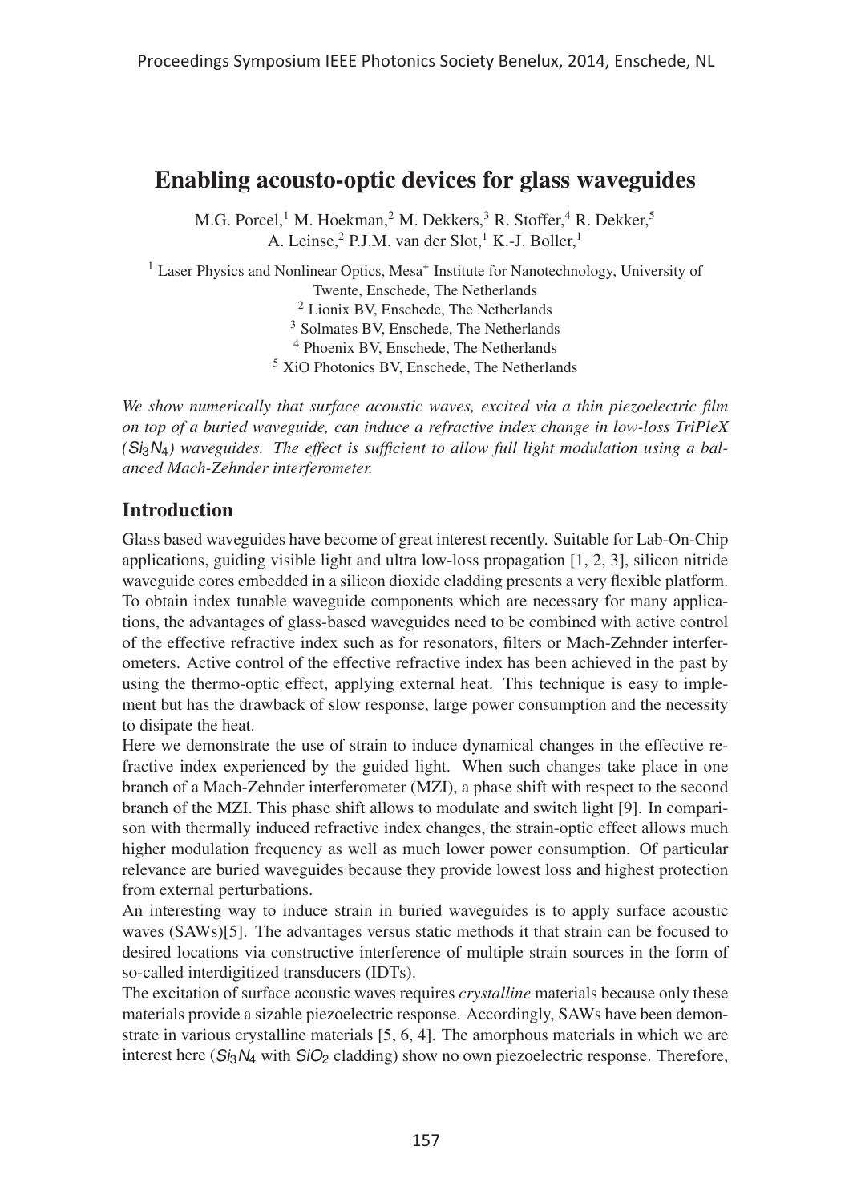# Enabling acousto-optic devices for glass waveguides

M.G. Porcel,[1] M. Hoekman,[2] M. Dekkers,[3] R. Stoffer,[4] R. Dekker,[5]
A. Leinse,[2] P.J.M. van der Slot,[1] K.-J. Boller,[1]

[1] Laser Physics and Nonlinear Optics, Mesa+ Institute for Nanotechnology, University of Twente, Enschede, The Netherlands
[2] Lionix BV, Enschede, The Netherlands
[3] Solmates BV, Enschede, The Netherlands
[4] Phoenix BV, Enschede, The Netherlands
[5] XiO Photonics BV, Enschede, The Netherlands

*We show numerically that surface acoustic waves, excited via a thin piezoelectric film on top of a buried waveguide, can induce a refractive index change in low-loss TriPleX ($Si_3N_4$) waveguides. The effect is sufficient to allow full light modulation using a balanced Mach-Zehnder interferometer.*

## Introduction

Glass based waveguides have become of great interest recently. Suitable for Lab-On-Chip applications, guiding visible light and ultra low-loss propagation [1, 2, 3], silicon nitride waveguide cores embedded in a silicon dioxide cladding presents a very flexible platform. To obtain index tunable waveguide components which are necessary for many applications, the advantages of glass-based waveguides need to be combined with active control of the effective refractive index such as for resonators, filters or Mach-Zehnder interferometers. Active control of the effective refractive index has been achieved in the past by using the thermo-optic effect, applying external heat. This technique is easy to implement but has the drawback of slow response, large power consumption and the necessity to disipate the heat.

Here we demonstrate the use of strain to induce dynamical changes in the effective refractive index experienced by the guided light. When such changes take place in one branch of a Mach-Zehnder interferometer (MZI), a phase shift with respect to the second branch of the MZI. This phase shift allows to modulate and switch light [9]. In comparison with thermally induced refractive index changes, the strain-optic effect allows much higher modulation frequency as well as much lower power consumption. Of particular relevance are buried waveguides because they provide lowest loss and highest protection from external perturbations.

An interesting way to induce strain in buried waveguides is to apply surface acoustic waves (SAWs)[5]. The advantages versus static methods it that strain can be focused to desired locations via constructive interference of multiple strain sources in the form of so-called interdigitized transducers (IDTs).

The excitation of surface acoustic waves requires *crystalline* materials because only these materials provide a sizable piezoelectric response. Accordingly, SAWs have been demonstrate in various crystalline materials [5, 6, 4]. The amorphous materials in which we are interest here ($Si_3N_4$ with $SiO_2$ cladding) show no own piezoelectric response. Therefore,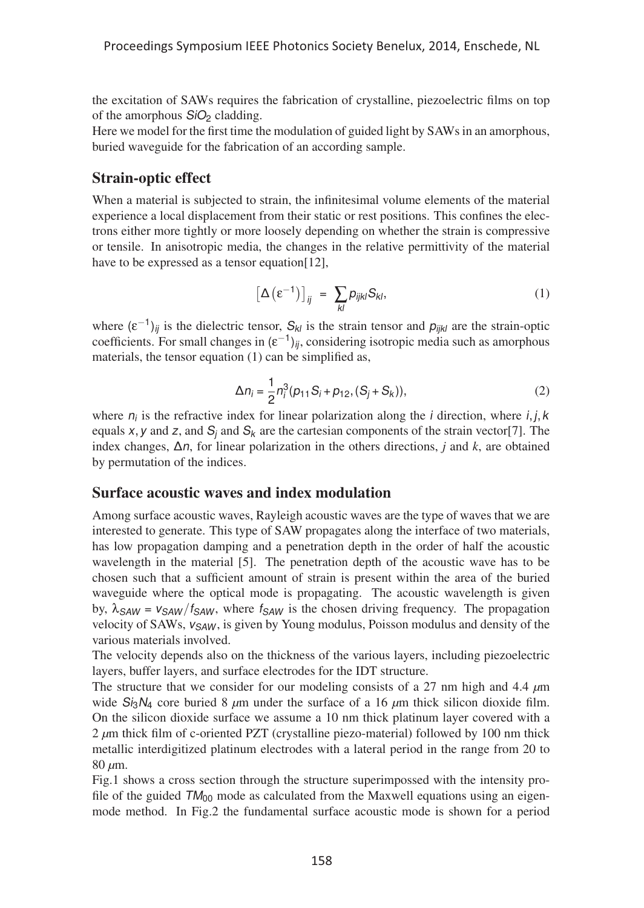the excitation of SAWs requires the fabrication of crystalline, piezoelectric films on top of the amorphous $SiO_2$ cladding.

Here we model for the first time the modulation of guided light by SAWs in an amorphous, buried waveguide for the fabrication of an according sample.

## Strain-optic effect

When a material is subjected to strain, the infinitesimal volume elements of the material experience a local displacement from their static or rest positions. This confines the electrons either more tightly or more loosely depending on whether the strain is compressive or tensile. In anisotropic media, the changes in the relative permittivity of the material have to be expressed as a tensor equation[12],

$$\left[\Delta\left(\varepsilon^{-1}\right)\right]_{ij} = \sum_{kl} p_{ijkl} S_{kl}, \tag{1}$$

where $(\varepsilon^{-1})_{ij}$ is the dielectric tensor, $S_{kl}$ is the strain tensor and $p_{ijkl}$ are the strain-optic coefficients. For small changes in $(\varepsilon^{-1})_{ij}$, considering isotropic media such as amorphous materials, the tensor equation (1) can be simplified as,

$$\Delta n_i = \frac{1}{2} n_i^3 (p_{11} S_i + p_{12}, (S_j + S_k)), \tag{2}$$

where $n_i$ is the refractive index for linear polarization along the $i$ direction, where $i, j, k$ equals $x, y$ and $z$, and $S_j$ and $S_k$ are the cartesian components of the strain vector[7]. The index changes, $\Delta n$, for linear polarization in the others directions, *j* and *k*, are obtained by permutation of the indices.

## Surface acoustic waves and index modulation

Among surface acoustic waves, Rayleigh acoustic waves are the type of waves that we are interested to generate. This type of SAW propagates along the interface of two materials, has low propagation damping and a penetration depth in the order of half the acoustic wavelength in the material [5]. The penetration depth of the acoustic wave has to be chosen such that a sufficient amount of strain is present within the area of the buried waveguide where the optical mode is propagating. The acoustic wavelength is given by, $\lambda_{SAW} = v_{SAW}/f_{SAW}$, where $f_{SAW}$ is the chosen driving frequency. The propagation velocity of SAWs, $v_{SAW}$, is given by Young modulus, Poisson modulus and density of the various materials involved.

The velocity depends also on the thickness of the various layers, including piezoelectric layers, buffer layers, and surface electrodes for the IDT structure.

The structure that we consider for our modeling consists of a 27 nm high and 4.4 $\mu$m wide $Si_3N_4$ core buried 8 $\mu$m under the surface of a 16 $\mu$m thick silicon dioxide film. On the silicon dioxide surface we assume a 10 nm thick platinum layer covered with a 2 $\mu$m thick film of c-oriented PZT (crystalline piezo-material) followed by 100 nm thick metallic interdigitized platinum electrodes with a lateral period in the range from 20 to 80 $\mu$m.

Fig.1 shows a cross section through the structure superimposed with the intensity profile of the guided $TM_{00}$ mode as calculated from the Maxwell equations using an eigenmode method. In Fig.2 the fundamental surface acoustic mode is shown for a period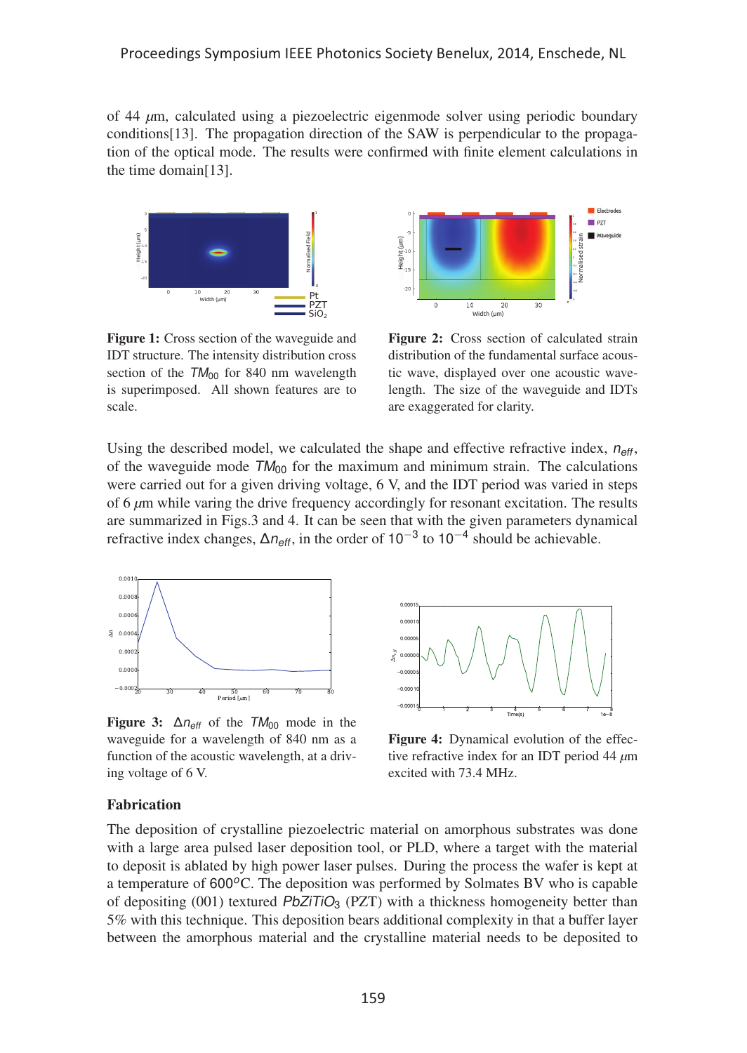of 44 $\mu$m, calculated using a piezoelectric eigenmode solver using periodic boundary conditions[13]. The propagation direction of the SAW is perpendicular to the propagation of the optical mode. The results were confirmed with finite element calculations in the time domain[13].

**Figure 1:** Cross section of the waveguide and IDT structure. The intensity distribution cross section of the $TM_{00}$ for 840 nm wavelength is superimposed. All shown features are to scale.

**Figure 2:** Cross section of calculated strain distribution of the fundamental surface acoustic wave, displayed over one acoustic wavelength. The size of the waveguide and IDTs are exaggerated for clarity.

Using the described model, we calculated the shape and effective refractive index, $n_{eff}$, of the waveguide mode $TM_{00}$ for the maximum and minimum strain. The calculations were carried out for a given driving voltage, 6 V, and the IDT period was varied in steps of 6 $\mu$m while varing the drive frequency accordingly for resonant excitation. The results are summarized in Figs.3 and 4. It can be seen that with the given parameters dynamical refractive index changes, $\Delta n_{eff}$, in the order of $10^{-3}$ to $10^{-4}$ should be achievable.

**Figure 3:** $\Delta n_{eff}$ of the $TM_{00}$ mode in the waveguide for a wavelength of 840 nm as a function of the acoustic wavelength, at a driving voltage of 6 V.

**Figure 4:** Dynamical evolution of the effective refractive index for an IDT period 44 $\mu$m excited with 73.4 MHz.

## Fabrication

The deposition of crystalline piezoelectric material on amorphous substrates was done with a large area pulsed laser deposition tool, or PLD, where a target with the material to deposit is ablated by high power laser pulses. During the process the wafer is kept at a temperature of $600^{o}$C. The deposition was performed by Solmates BV who is capable of depositing (001) textured $PbZiTiO_3$ (PZT) with a thickness homogeneity better than 5% with this technique. This deposition bears additional complexity in that a buffer layer between the amorphous material and the crystalline material needs to be deposited to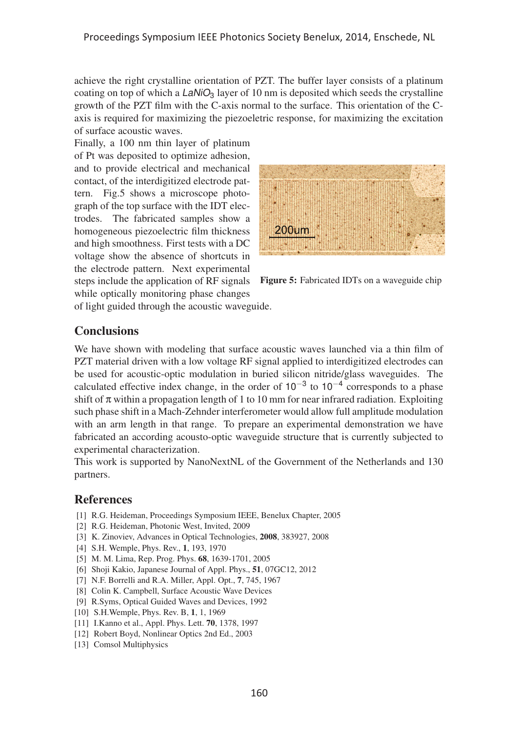achieve the right crystalline orientation of PZT. The buffer layer consists of a platinum coating on top of which a $LaNiO_3$ layer of 10 nm is deposited which seeds the crystalline growth of the PZT film with the C-axis normal to the surface. This orientation of the C-axis is required for maximizing the piezoeletric response, for maximizing the excitation of surface acoustic waves.

Finally, a 100 nm thin layer of platinum of Pt was deposited to optimize adhesion, and to provide electrical and mechanical contact, of the interdigitized electrode pattern. Fig.5 shows a microscope photograph of the top surface with the IDT electrodes. The fabricated samples show a homogeneous piezoelectric film thickness and high smoothness. First tests with a DC voltage show the absence of shortcuts in the electrode pattern. Next experimental steps include the application of RF signals while optically monitoring phase changes of light guided through the acoustic waveguide.

200um

**Figure 5:** Fabricated IDTs on a waveguide chip

## Conclusions

We have shown with modeling that surface acoustic waves launched via a thin film of PZT material driven with a low voltage RF signal applied to interdigitized electrodes can be used for acoustic-optic modulation in buried silicon nitride/glass waveguides. The calculated effective index change, in the order of $10^{-3}$ to $10^{-4}$ corresponds to a phase shift of $\pi$ within a propagation length of 1 to 10 mm for near infrared radiation. Exploiting such phase shift in a Mach-Zehnder interferometer would allow full amplitude modulation with an arm length in that range. To prepare an experimental demonstration we have fabricated an according acousto-optic waveguide structure that is currently subjected to experimental characterization.

This work is supported by NanoNextNL of the Government of the Netherlands and 130 partners.

## References

[1] R.G. Heideman, Proceedings Symposium IEEE, Benelux Chapter, 2005

[2] R.G. Heideman, Photonic West, Invited, 2009

[3] K. Zinoviev, Advances in Optical Technologies, **2008**, 383927, 2008

[4] S.H. Wemple, Phys. Rev., **1**, 193, 1970

[5] M. M. Lima, Rep. Prog. Phys. **68**, 1639-1701, 2005

[6] Shoji Kakio, Japanese Journal of Appl. Phys., **51**, 07GC12, 2012

[7] N.F. Borrelli and R.A. Miller, Appl. Opt., **7**, 745, 1967

[8] Colin K. Campbell, Surface Acoustic Wave Devices

[9] R.Syms, Optical Guided Waves and Devices, 1992

[10] S.H.Wemple, Phys. Rev. B, **1**, 1, 1969

[11] I.Kanno et al., Appl. Phys. Lett. **70**, 1378, 1997

[12] Robert Boyd, Nonlinear Optics 2nd Ed., 2003

[13] Comsol Multiphysics